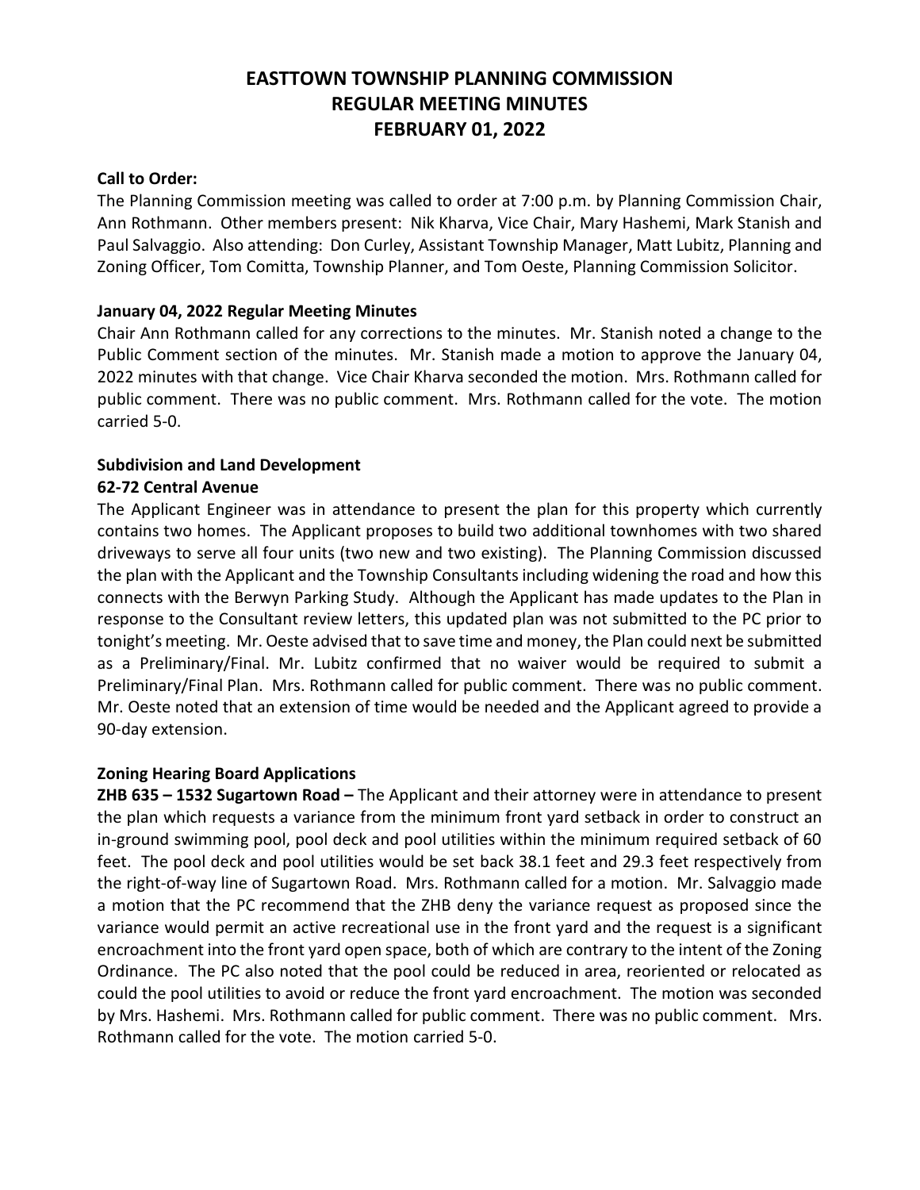# EASTTOWN TOWNSHIP PLANNING COMMISSION
# REGULAR MEETING MINUTES
# FEBRUARY 01, 2022

**Call to Order:**

The Planning Commission meeting was called to order at 7:00 p.m. by Planning Commission Chair, Ann Rothmann. Other members present: Nik Kharva, Vice Chair, Mary Hashemi, Mark Stanish and Paul Salvaggio. Also attending: Don Curley, Assistant Township Manager, Matt Lubitz, Planning and Zoning Officer, Tom Comitta, Township Planner, and Tom Oeste, Planning Commission Solicitor.

**January 04, 2022 Regular Meeting Minutes**

Chair Ann Rothmann called for any corrections to the minutes. Mr. Stanish noted a change to the Public Comment section of the minutes. Mr. Stanish made a motion to approve the January 04, 2022 minutes with that change. Vice Chair Kharva seconded the motion. Mrs. Rothmann called for public comment. There was no public comment. Mrs. Rothmann called for the vote. The motion carried 5-0.

**Subdivision and Land Development**

**62-72 Central Avenue**

The Applicant Engineer was in attendance to present the plan for this property which currently contains two homes. The Applicant proposes to build two additional townhomes with two shared driveways to serve all four units (two new and two existing). The Planning Commission discussed the plan with the Applicant and the Township Consultants including widening the road and how this connects with the Berwyn Parking Study. Although the Applicant has made updates to the Plan in response to the Consultant review letters, this updated plan was not submitted to the PC prior to tonight's meeting. Mr. Oeste advised that to save time and money, the Plan could next be submitted as a Preliminary/Final. Mr. Lubitz confirmed that no waiver would be required to submit a Preliminary/Final Plan. Mrs. Rothmann called for public comment. There was no public comment. Mr. Oeste noted that an extension of time would be needed and the Applicant agreed to provide a 90-day extension.

**Zoning Hearing Board Applications**

**ZHB 635 – 1532 Sugartown Road –** The Applicant and their attorney were in attendance to present the plan which requests a variance from the minimum front yard setback in order to construct an in-ground swimming pool, pool deck and pool utilities within the minimum required setback of 60 feet. The pool deck and pool utilities would be set back 38.1 feet and 29.3 feet respectively from the right-of-way line of Sugartown Road. Mrs. Rothmann called for a motion. Mr. Salvaggio made a motion that the PC recommend that the ZHB deny the variance request as proposed since the variance would permit an active recreational use in the front yard and the request is a significant encroachment into the front yard open space, both of which are contrary to the intent of the Zoning Ordinance. The PC also noted that the pool could be reduced in area, reoriented or relocated as could the pool utilities to avoid or reduce the front yard encroachment. The motion was seconded by Mrs. Hashemi. Mrs. Rothmann called for public comment. There was no public comment. Mrs. Rothmann called for the vote. The motion carried 5-0.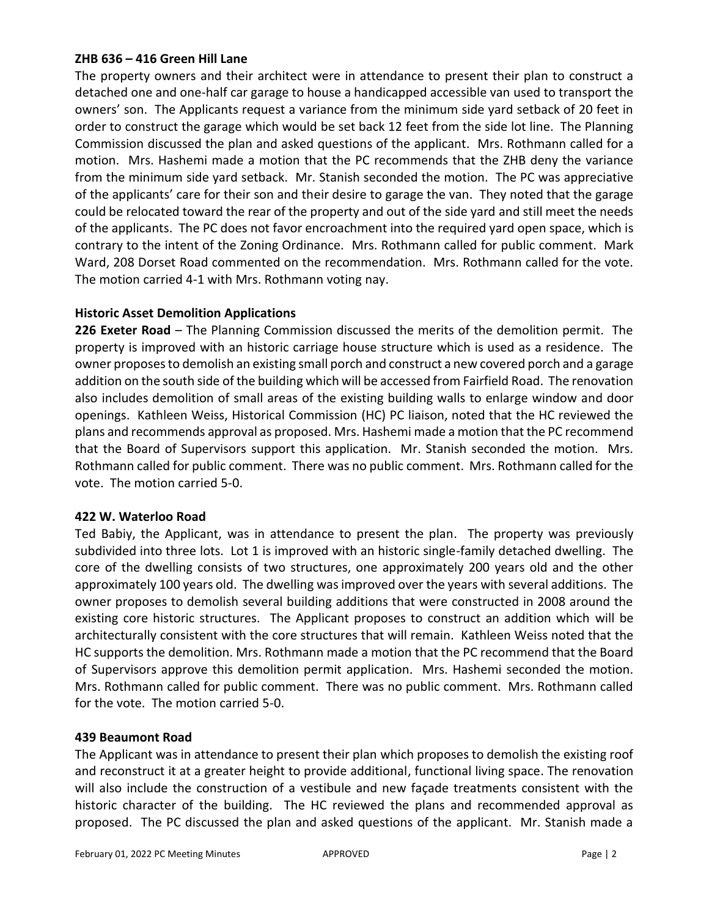**ZHB 636 – 416 Green Hill Lane**

The property owners and their architect were in attendance to present their plan to construct a detached one and one-half car garage to house a handicapped accessible van used to transport the owners' son. The Applicants request a variance from the minimum side yard setback of 20 feet in order to construct the garage which would be set back 12 feet from the side lot line. The Planning Commission discussed the plan and asked questions of the applicant. Mrs. Rothmann called for a motion. Mrs. Hashemi made a motion that the PC recommends that the ZHB deny the variance from the minimum side yard setback. Mr. Stanish seconded the motion. The PC was appreciative of the applicants' care for their son and their desire to garage the van. They noted that the garage could be relocated toward the rear of the property and out of the side yard and still meet the needs of the applicants. The PC does not favor encroachment into the required yard open space, which is contrary to the intent of the Zoning Ordinance. Mrs. Rothmann called for public comment. Mark Ward, 208 Dorset Road commented on the recommendation. Mrs. Rothmann called for the vote. The motion carried 4-1 with Mrs. Rothmann voting nay.

**Historic Asset Demolition Applications**

**226 Exeter Road** – The Planning Commission discussed the merits of the demolition permit. The property is improved with an historic carriage house structure which is used as a residence. The owner proposes to demolish an existing small porch and construct a new covered porch and a garage addition on the south side of the building which will be accessed from Fairfield Road. The renovation also includes demolition of small areas of the existing building walls to enlarge window and door openings. Kathleen Weiss, Historical Commission (HC) PC liaison, noted that the HC reviewed the plans and recommends approval as proposed. Mrs. Hashemi made a motion that the PC recommend that the Board of Supervisors support this application. Mr. Stanish seconded the motion. Mrs. Rothmann called for public comment. There was no public comment. Mrs. Rothmann called for the vote. The motion carried 5-0.

**422 W. Waterloo Road**

Ted Babiy, the Applicant, was in attendance to present the plan. The property was previously subdivided into three lots. Lot 1 is improved with an historic single-family detached dwelling. The core of the dwelling consists of two structures, one approximately 200 years old and the other approximately 100 years old. The dwelling was improved over the years with several additions. The owner proposes to demolish several building additions that were constructed in 2008 around the existing core historic structures. The Applicant proposes to construct an addition which will be architecturally consistent with the core structures that will remain. Kathleen Weiss noted that the HC supports the demolition. Mrs. Rothmann made a motion that the PC recommend that the Board of Supervisors approve this demolition permit application. Mrs. Hashemi seconded the motion. Mrs. Rothmann called for public comment. There was no public comment. Mrs. Rothmann called for the vote. The motion carried 5-0.

**439 Beaumont Road**

The Applicant was in attendance to present their plan which proposes to demolish the existing roof and reconstruct it at a greater height to provide additional, functional living space. The renovation will also include the construction of a vestibule and new façade treatments consistent with the historic character of the building. The HC reviewed the plans and recommended approval as proposed. The PC discussed the plan and asked questions of the applicant. Mr. Stanish made a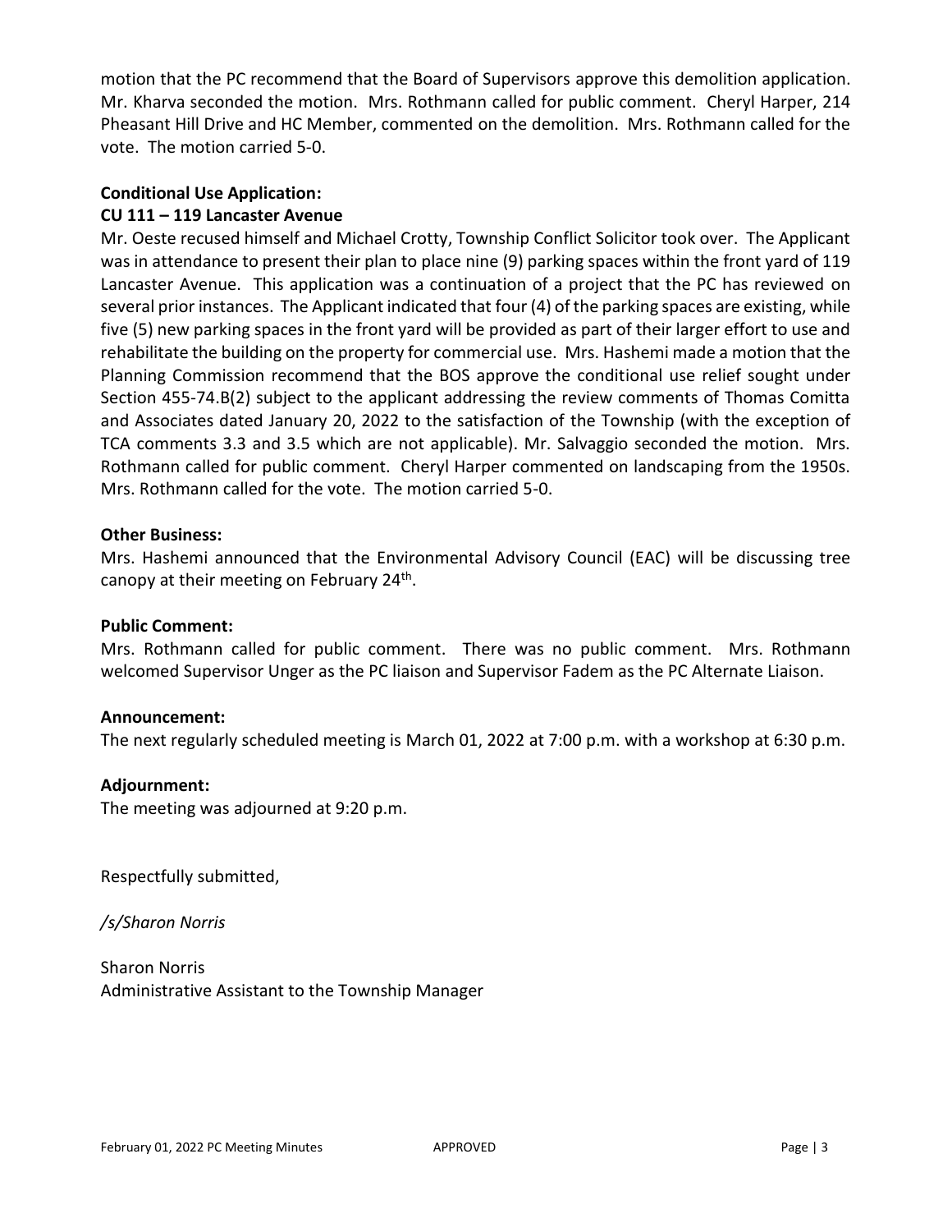motion that the PC recommend that the Board of Supervisors approve this demolition application. Mr. Kharva seconded the motion. Mrs. Rothmann called for public comment. Cheryl Harper, 214 Pheasant Hill Drive and HC Member, commented on the demolition. Mrs. Rothmann called for the vote. The motion carried 5-0.

**Conditional Use Application:**

**CU 111 – 119 Lancaster Avenue**

Mr. Oeste recused himself and Michael Crotty, Township Conflict Solicitor took over. The Applicant was in attendance to present their plan to place nine (9) parking spaces within the front yard of 119 Lancaster Avenue. This application was a continuation of a project that the PC has reviewed on several prior instances. The Applicant indicated that four (4) of the parking spaces are existing, while five (5) new parking spaces in the front yard will be provided as part of their larger effort to use and rehabilitate the building on the property for commercial use. Mrs. Hashemi made a motion that the Planning Commission recommend that the BOS approve the conditional use relief sought under Section 455-74.B(2) subject to the applicant addressing the review comments of Thomas Comitta and Associates dated January 20, 2022 to the satisfaction of the Township (with the exception of TCA comments 3.3 and 3.5 which are not applicable). Mr. Salvaggio seconded the motion. Mrs. Rothmann called for public comment. Cheryl Harper commented on landscaping from the 1950s. Mrs. Rothmann called for the vote. The motion carried 5-0.

**Other Business:**

Mrs. Hashemi announced that the Environmental Advisory Council (EAC) will be discussing tree canopy at their meeting on February 24th.

**Public Comment:**

Mrs. Rothmann called for public comment. There was no public comment. Mrs. Rothmann welcomed Supervisor Unger as the PC liaison and Supervisor Fadem as the PC Alternate Liaison.

**Announcement:**

The next regularly scheduled meeting is March 01, 2022 at 7:00 p.m. with a workshop at 6:30 p.m.

**Adjournment:**

The meeting was adjourned at 9:20 p.m.

Respectfully submitted,

*/s/Sharon Norris*

Sharon Norris
Administrative Assistant to the Township Manager